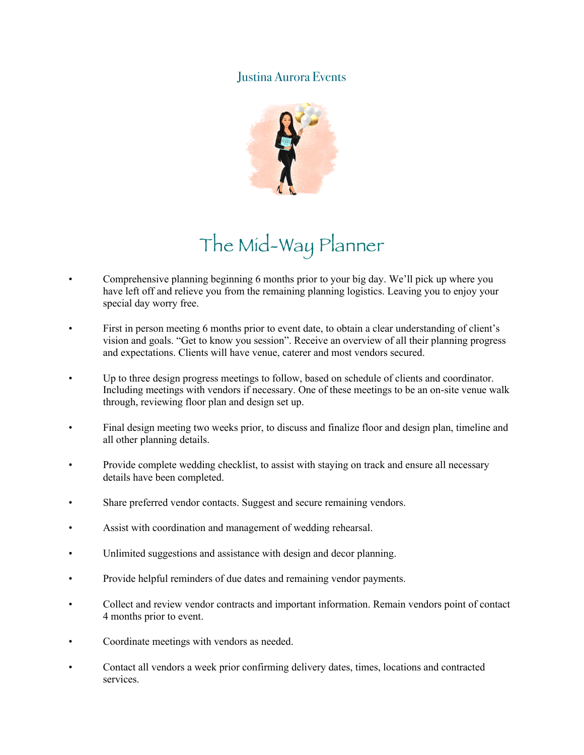Justina Aurora Events

# The Mid-Way Planner

- Comprehensive planning beginning 6 months prior to your big day. We'll pick up where you have left off and relieve you from the remaining planning logistics. Leaving you to enjoy your special day worry free.

- First in person meeting 6 months prior to event date, to obtain a clear understanding of client's vision and goals. "Get to know you session". Receive an overview of all their planning progress and expectations. Clients will have venue, caterer and most vendors secured.

- Up to three design progress meetings to follow, based on schedule of clients and coordinator. Including meetings with vendors if necessary. One of these meetings to be an on-site venue walk through, reviewing floor plan and design set up.

- Final design meeting two weeks prior, to discuss and finalize floor and design plan, timeline and all other planning details.

- Provide complete wedding checklist, to assist with staying on track and ensure all necessary details have been completed.

- Share preferred vendor contacts. Suggest and secure remaining vendors.

- Assist with coordination and management of wedding rehearsal.

- Unlimited suggestions and assistance with design and decor planning.

- Provide helpful reminders of due dates and remaining vendor payments.

- Collect and review vendor contracts and important information. Remain vendors point of contact 4 months prior to event.

- Coordinate meetings with vendors as needed.

- Contact all vendors a week prior confirming delivery dates, times, locations and contracted services.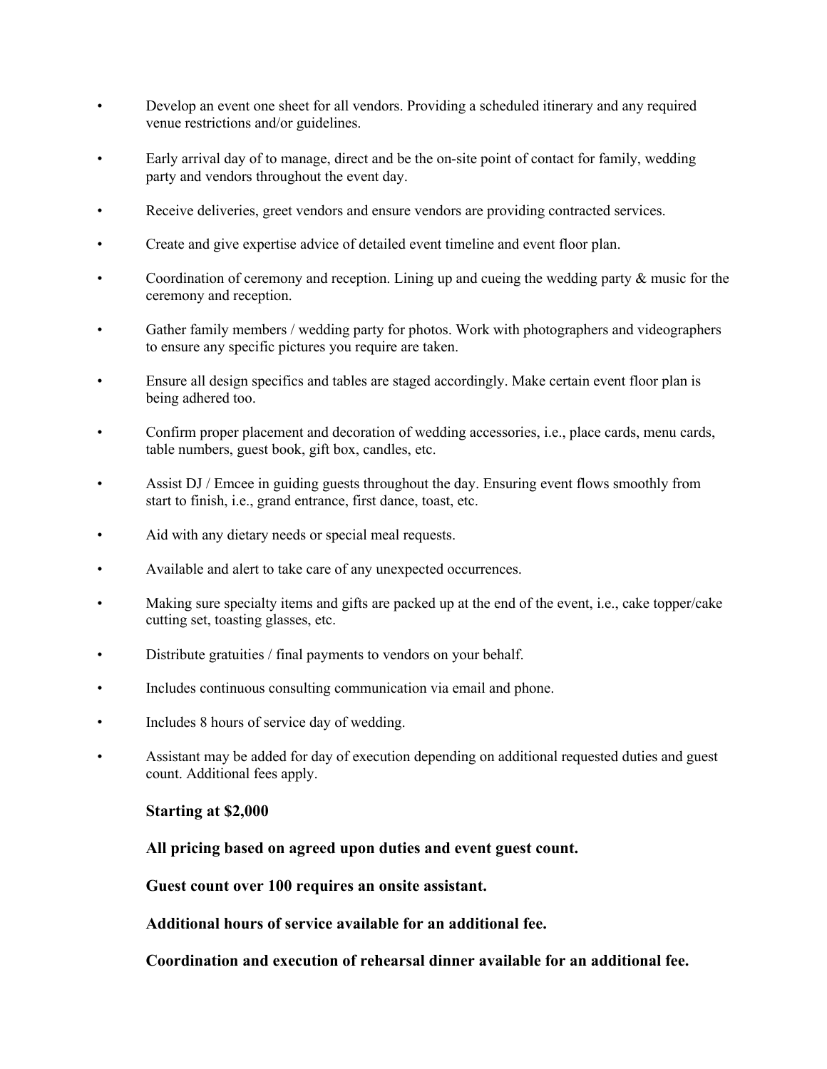- Develop an event one sheet for all vendors. Providing a scheduled itinerary and any required venue restrictions and/or guidelines.
- Early arrival day of to manage, direct and be the on-site point of contact for family, wedding party and vendors throughout the event day.
- Receive deliveries, greet vendors and ensure vendors are providing contracted services.
- Create and give expertise advice of detailed event timeline and event floor plan.
- Coordination of ceremony and reception. Lining up and cueing the wedding party & music for the ceremony and reception.
- Gather family members / wedding party for photos. Work with photographers and videographers to ensure any specific pictures you require are taken.
- Ensure all design specifics and tables are staged accordingly. Make certain event floor plan is being adhered too.
- Confirm proper placement and decoration of wedding accessories, i.e., place cards, menu cards, table numbers, guest book, gift box, candles, etc.
- Assist DJ / Emcee in guiding guests throughout the day. Ensuring event flows smoothly from start to finish, i.e., grand entrance, first dance, toast, etc.
- Aid with any dietary needs or special meal requests.
- Available and alert to take care of any unexpected occurrences.
- Making sure specialty items and gifts are packed up at the end of the event, i.e., cake topper/cake cutting set, toasting glasses, etc.
- Distribute gratuities / final payments to vendors on your behalf.
- Includes continuous consulting communication via email and phone.
- Includes 8 hours of service day of wedding.
- Assistant may be added for day of execution depending on additional requested duties and guest count. Additional fees apply.

**Starting at $2,000**

**All pricing based on agreed upon duties and event guest count.**

**Guest count over 100 requires an onsite assistant.**

**Additional hours of service available for an additional fee.**

**Coordination and execution of rehearsal dinner available for an additional fee.**